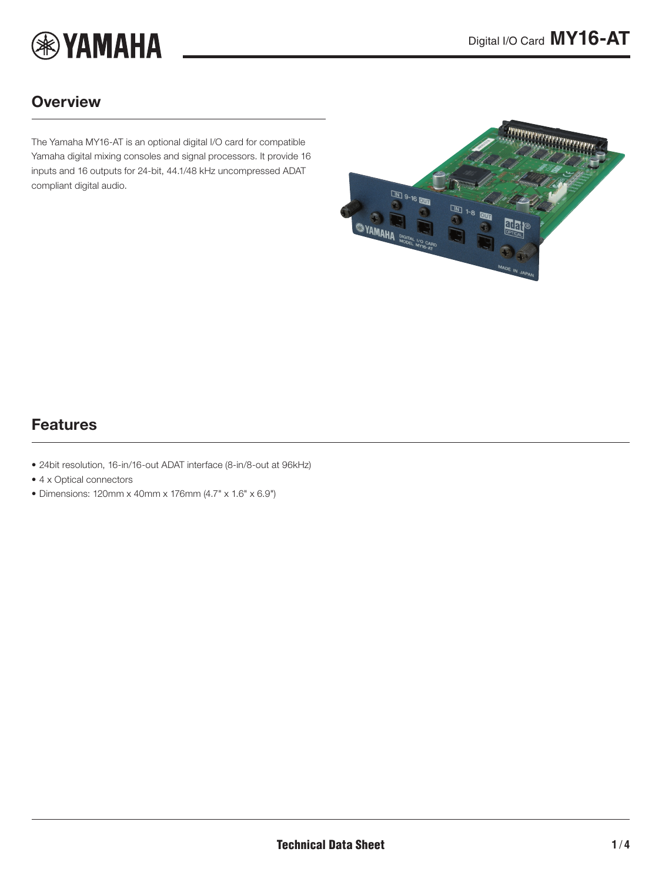# Digital I/O Card MY16-AT

## Overview

The Yamaha MY16-AT is an optional digital I/O card for compatible Yamaha digital mixing consoles and signal processors. It provide 16 inputs and 16 outputs for 24-bit, 44.1/48 kHz uncompressed ADAT compliant digital audio.

## Features

- 24bit resolution, 16-in/16-out ADAT interface (8-in/8-out at 96kHz)
- 4 x Optical connectors
- Dimensions: 120mm x 40mm x 176mm (4.7" x 1.6" x 6.9")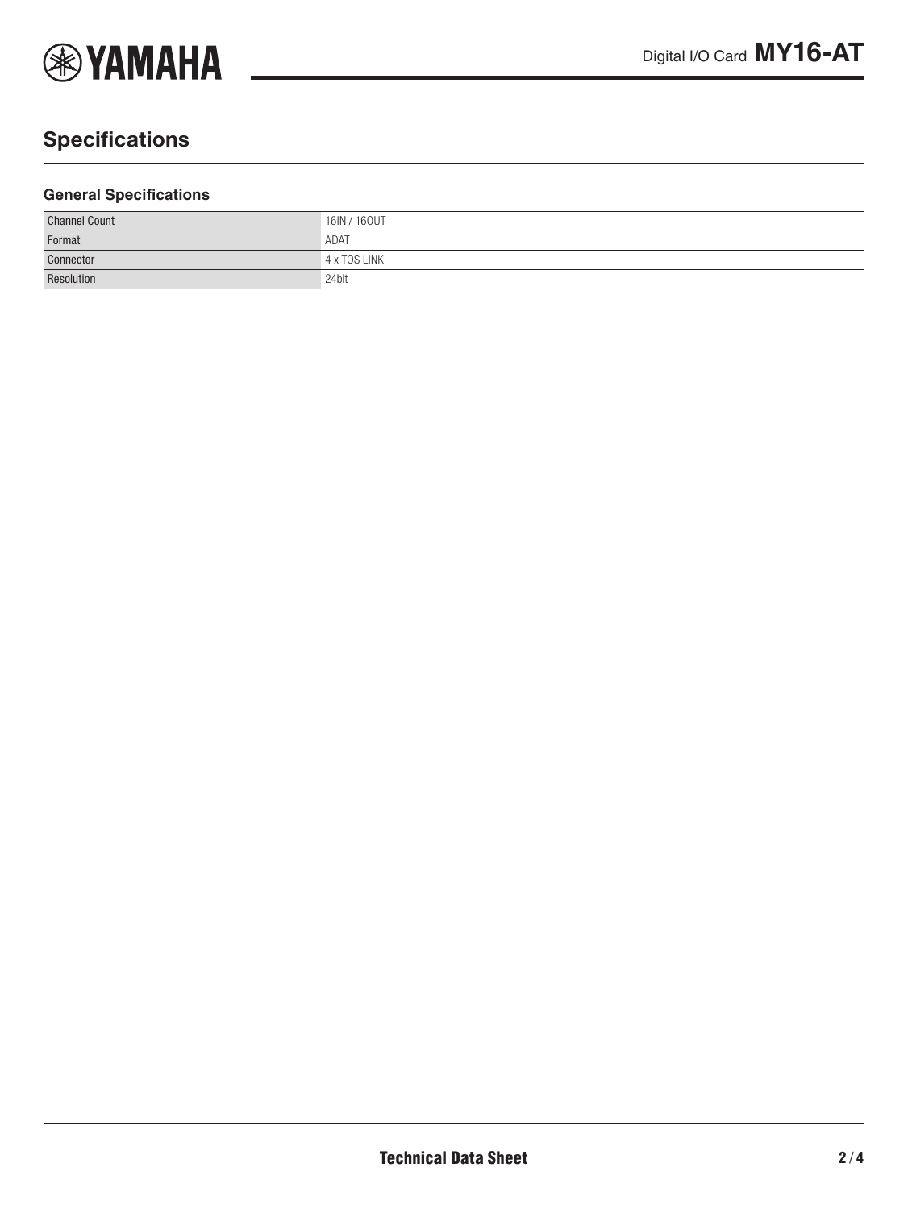## Specifications

### General Specifications

| | |
|---|---|
| Channel Count | 16IN / 16OUT |
| Format | ADAT |
| Connector | 4 x TOS LINK |
| Resolution | 24bit |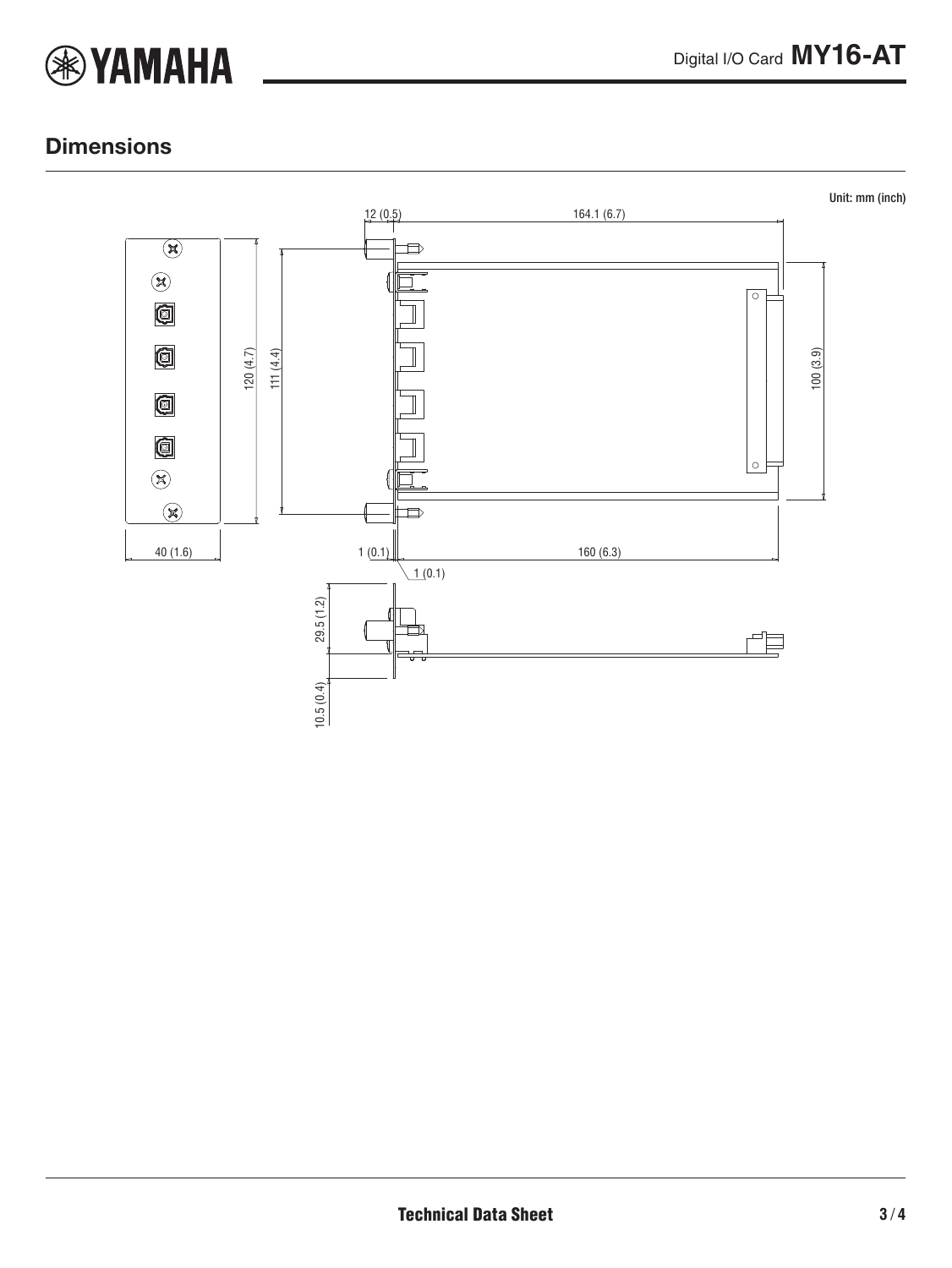## Dimensions

Unit: mm (inch)

12 (0.5)

164.1 (6.7)

120 (4.7)

111 (4.4)

100 (3.9)

40 (1.6)

1 (0.1)

160 (6.3)

1 (0.1)

29.5 (1.2)

10.5 (0.4)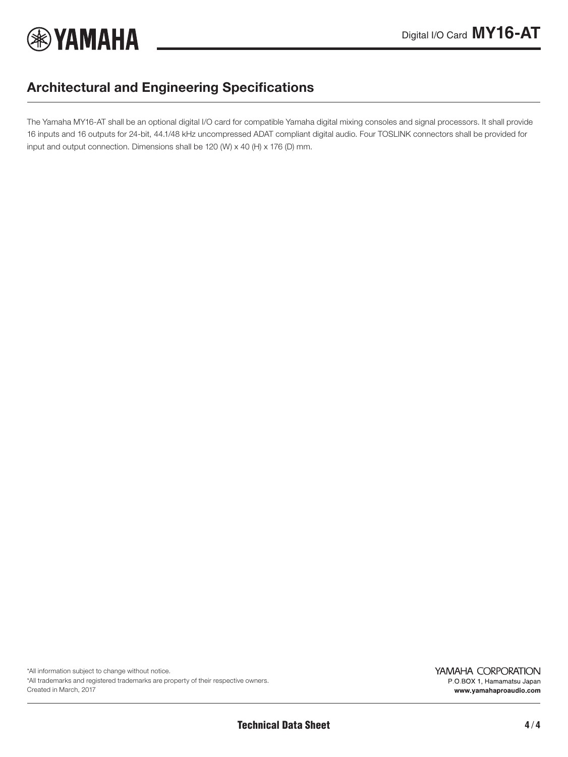## Architectural and Engineering Specifications

The Yamaha MY16-AT shall be an optional digital I/O card for compatible Yamaha digital mixing consoles and signal processors. It shall provide 16 inputs and 16 outputs for 24-bit, 44.1/48 kHz uncompressed ADAT compliant digital audio. Four TOSLINK connectors shall be provided for input and output connection. Dimensions shall be 120 (W) x 40 (H) x 176 (D) mm.

*All information subject to change without notice.
*All trademarks and registered trademarks are property of their respective owners.
Created in March, 2017

YAMAHA CORPORATION
P.O.BOX 1, Hamamatsu Japan
www.yamahaproaudio.com